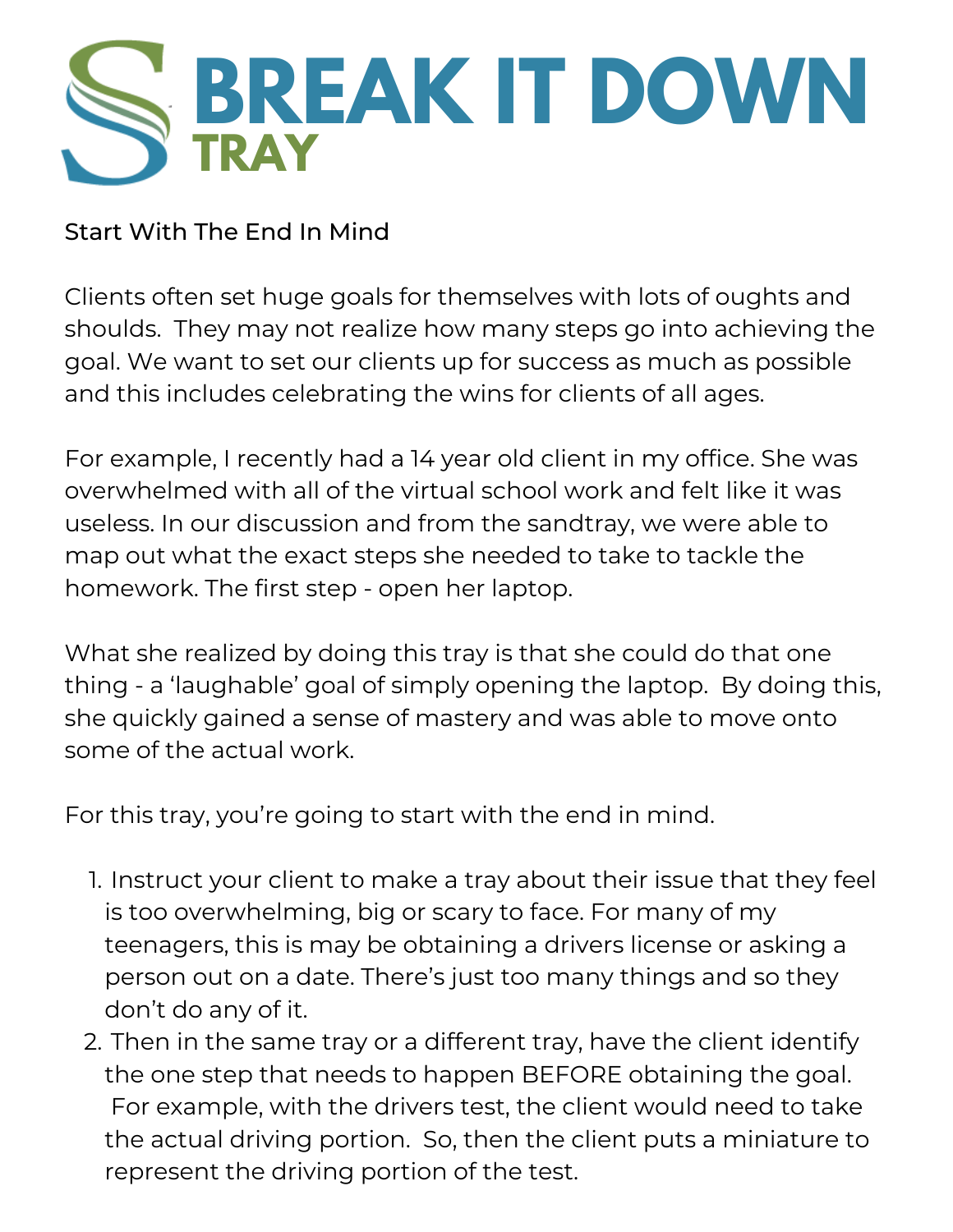# BREAK IT DOWN TRAY

Start With The End In Mind

Clients often set huge goals for themselves with lots of oughts and shoulds.  They may not realize how many steps go into achieving the goal. We want to set our clients up for success as much as possible and this includes celebrating the wins for clients of all ages.

For example, I recently had a 14 year old client in my office. She was overwhelmed with all of the virtual school work and felt like it was useless. In our discussion and from the sandtray, we were able to map out what the exact steps she needed to take to tackle the homework. The first step - open her laptop.

What she realized by doing this tray is that she could do that one thing - a 'laughable' goal of simply opening the laptop.  By doing this, she quickly gained a sense of mastery and was able to move onto some of the actual work.

For this tray, you're going to start with the end in mind.

1. Instruct your client to make a tray about their issue that they feel is too overwhelming, big or scary to face. For many of my teenagers, this is may be obtaining a drivers license or asking a person out on a date. There's just too many things and so they don't do any of it.
2. Then in the same tray or a different tray, have the client identify the one step that needs to happen BEFORE obtaining the goal.  For example, with the drivers test, the client would need to take the actual driving portion.  So, then the client puts a miniature to represent the driving portion of the test.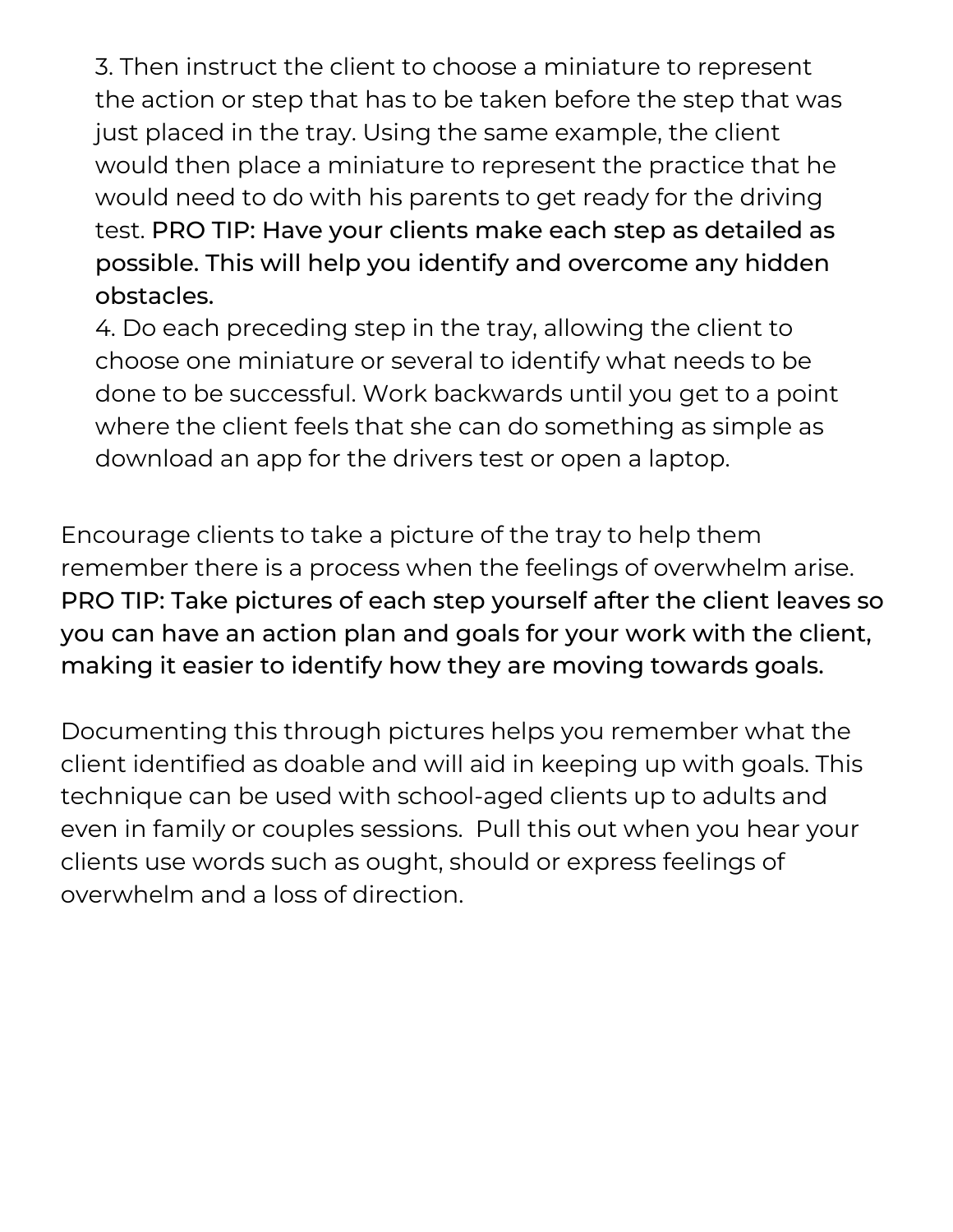3. Then instruct the client to choose a miniature to represent the action or step that has to be taken before the step that was just placed in the tray. Using the same example, the client would then place a miniature to represent the practice that he would need to do with his parents to get ready for the driving test. **PRO TIP: Have your clients make each step as detailed as possible. This will help you identify and overcome any hidden obstacles.**
4. Do each preceding step in the tray, allowing the client to choose one miniature or several to identify what needs to be done to be successful. Work backwards until you get to a point where the client feels that she can do something as simple as download an app for the drivers test or open a laptop.

Encourage clients to take a picture of the tray to help them remember there is a process when the feelings of overwhelm arise. **PRO TIP: Take pictures of each step yourself after the client leaves so you can have an action plan and goals for your work with the client, making it easier to identify how they are moving towards goals.**

Documenting this through pictures helps you remember what the client identified as doable and will aid in keeping up with goals. This technique can be used with school-aged clients up to adults and even in family or couples sessions.  Pull this out when you hear your clients use words such as ought, should or express feelings of overwhelm and a loss of direction.